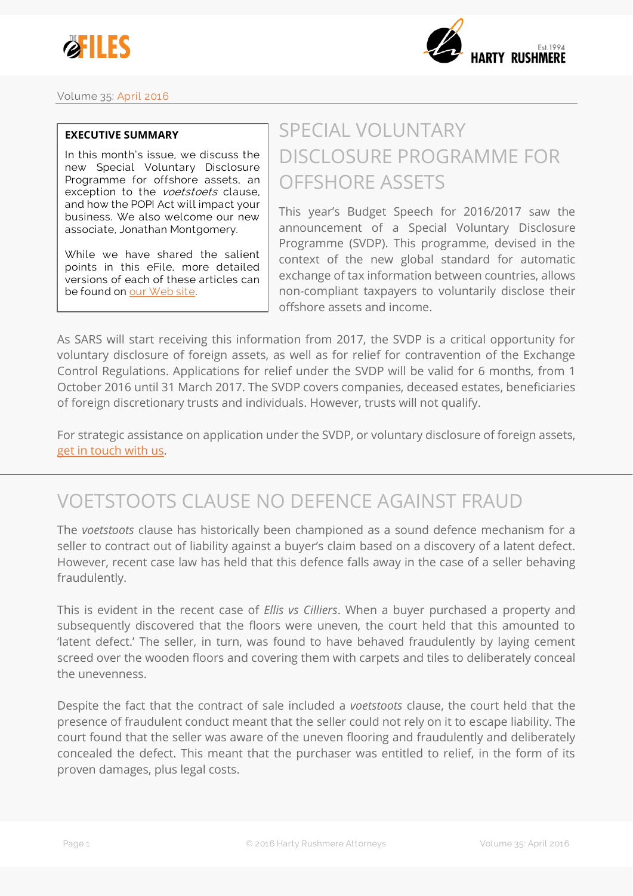Volume 35: April 2016

**EXECUTIVE SUMMARY**

In this month's issue, we discuss the new Special Voluntary Disclosure Programme for offshore assets, an exception to the *voetstoots* clause, and how the POPI Act will impact your business. We also welcome our new associate, Jonathan Montgomery.

While we have shared the salient points in this eFile, more detailed versions of each of these articles can be found on our Web site.

# SPECIAL VOLUNTARY DISCLOSURE PROGRAMME FOR OFFSHORE ASSETS

This year's Budget Speech for 2016/2017 saw the announcement of a Special Voluntary Disclosure Programme (SVDP). This programme, devised in the context of the new global standard for automatic exchange of tax information between countries, allows non-compliant taxpayers to voluntarily disclose their offshore assets and income.

As SARS will start receiving this information from 2017, the SVDP is a critical opportunity for voluntary disclosure of foreign assets, as well as for relief for contravention of the Exchange Control Regulations. Applications for relief under the SVDP will be valid for 6 months, from 1 October 2016 until 31 March 2017. The SVDP covers companies, deceased estates, beneficiaries of foreign discretionary trusts and individuals. However, trusts will not qualify.

For strategic assistance on application under the SVDP, or voluntary disclosure of foreign assets, get in touch with us.

# VOETSTOOTS CLAUSE NO DEFENCE AGAINST FRAUD

The *voetstoots* clause has historically been championed as a sound defence mechanism for a seller to contract out of liability against a buyer's claim based on a discovery of a latent defect. However, recent case law has held that this defence falls away in the case of a seller behaving fraudulently.

This is evident in the recent case of *Ellis vs Cilliers*. When a buyer purchased a property and subsequently discovered that the floors were uneven, the court held that this amounted to 'latent defect.' The seller, in turn, was found to have behaved fraudulently by laying cement screed over the wooden floors and covering them with carpets and tiles to deliberately conceal the unevenness.

Despite the fact that the contract of sale included a *voetstoots* clause, the court held that the presence of fraudulent conduct meant that the seller could not rely on it to escape liability. The court found that the seller was aware of the uneven flooring and fraudulently and deliberately concealed the defect. This meant that the purchaser was entitled to relief, in the form of its proven damages, plus legal costs.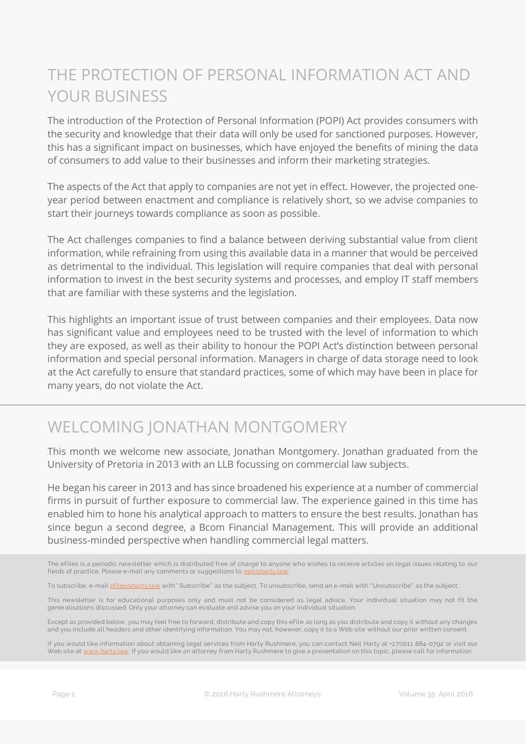## THE PROTECTION OF PERSONAL INFORMATION ACT AND YOUR BUSINESS

The introduction of the Protection of Personal Information (POPI) Act provides consumers with the security and knowledge that their data will only be used for sanctioned purposes. However, this has a significant impact on businesses, which have enjoyed the benefits of mining the data of consumers to add value to their businesses and inform their marketing strategies.

The aspects of the Act that apply to companies are not yet in effect. However, the projected one-year period between enactment and compliance is relatively short, so we advise companies to start their journeys towards compliance as soon as possible.

The Act challenges companies to find a balance between deriving substantial value from client information, while refraining from using this available data in a manner that would be perceived as detrimental to the individual. This legislation will require companies that deal with personal information to invest in the best security systems and processes, and employ IT staff members that are familiar with these systems and the legislation.

This highlights an important issue of trust between companies and their employees. Data now has significant value and employees need to be trusted with the level of information to which they are exposed, as well as their ability to honour the POPI Act's distinction between personal information and special personal information. Managers in charge of data storage need to look at the Act carefully to ensure that standard practices, some of which may have been in place for many years, do not violate the Act.

## WELCOMING JONATHAN MONTGOMERY

This month we welcome new associate, Jonathan Montgomery. Jonathan graduated from the University of Pretoria in 2013 with an LLB focussing on commercial law subjects.

He began his career in 2013 and has since broadened his experience at a number of commercial firms in pursuit of further exposure to commercial law. The experience gained in this time has enabled him to hone his analytical approach to matters to ensure the best results. Jonathan has since begun a second degree, a Bcom Financial Management. This will provide an additional business-minded perspective when handling commercial legal matters.

The eFiles is a periodic newsletter which is distributed free of charge to anyone who wishes to receive articles on legal issues relating to our fields of practice. Please e-mail any comments or suggestions to neil@harty.law.

To subscribe, e-mail efiles@harty.law with "Subscribe" as the subject. To unsubscribe, send an e-mail with "Unsubscribe" as the subject.

This newsletter is for educational purposes only and must not be considered as legal advice. Your individual situation may not fit the generalisations discussed. Only your attorney can evaluate and advise you on your individual situation.

Except as provided below, you may feel free to forward, distribute and copy this eFile as long as you distribute and copy it without any changes and you include all headers and other identifying information. You may not, however, copy it to a Web site without our prior written consent.

If you would like information about obtaining legal services from Harty Rushmere, you can contact Neil Harty at +27(0)11 884-0792 or visit our Web site at www.harty.law. If you would like an attorney from Harty Rushmere to give a presentation on this topic, please call for information.

© 2016 Harty Rushmere Attorneys